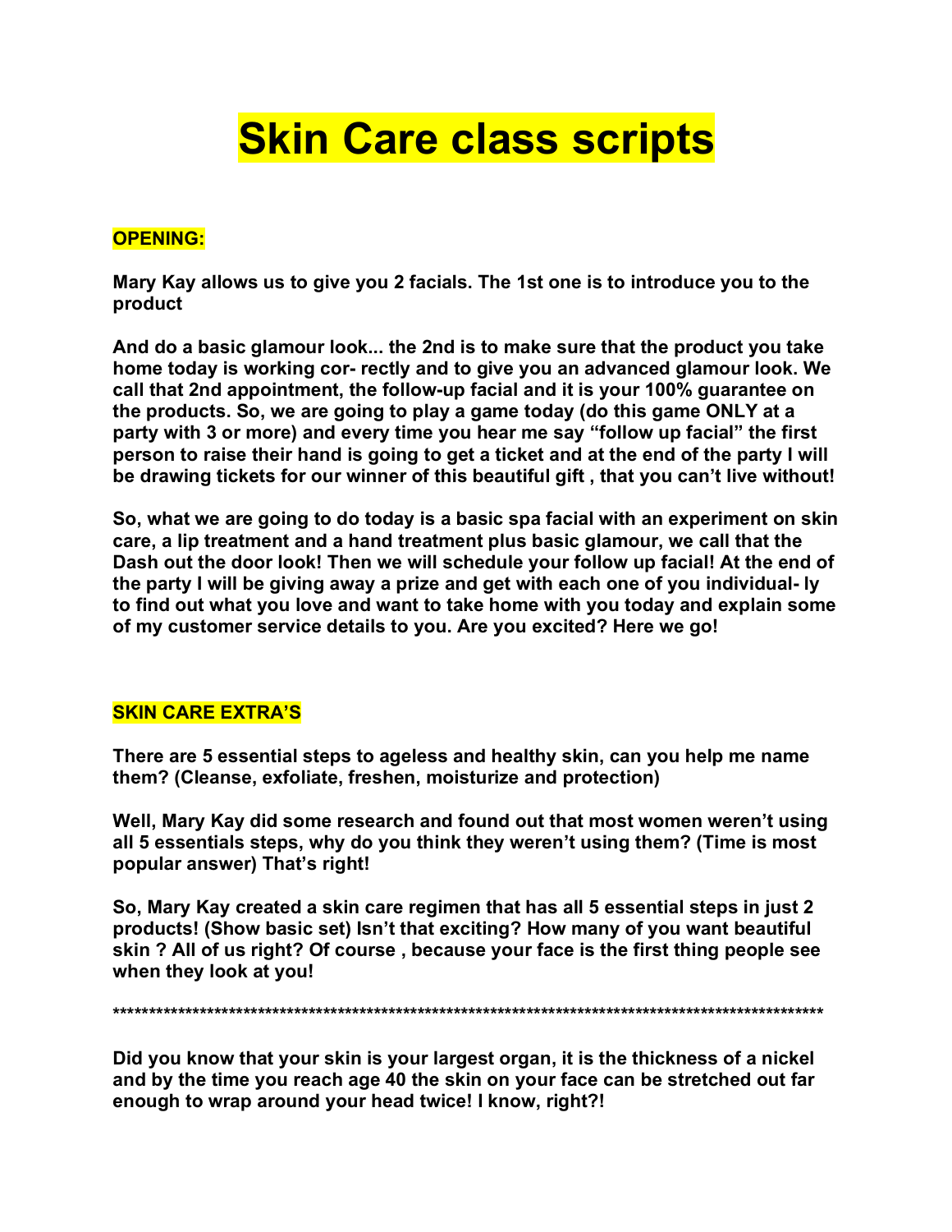# Skin Care class scripts

**OPENING:**

**Mary Kay allows us to give you 2 facials. The 1st one is to introduce you to the product**

**And do a basic glamour look... the 2nd is to make sure that the product you take home today is working cor- rectly and to give you an advanced glamour look. We call that 2nd appointment, the follow-up facial and it is your 100% guarantee on the products. So, we are going to play a game today (do this game ONLY at a party with 3 or more) and every time you hear me say "follow up facial" the first person to raise their hand is going to get a ticket and at the end of the party I will be drawing tickets for our winner of this beautiful gift , that you can't live without!**

**So, what we are going to do today is a basic spa facial with an experiment on skin care, a lip treatment and a hand treatment plus basic glamour, we call that the Dash out the door look! Then we will schedule your follow up facial! At the end of the party I will be giving away a prize and get with each one of you individual- ly to find out what you love and want to take home with you today and explain some of my customer service details to you. Are you excited? Here we go!**

**SKIN CARE EXTRA'S**

**There are 5 essential steps to ageless and healthy skin, can you help me name them? (Cleanse, exfoliate, freshen, moisturize and protection)**

**Well, Mary Kay did some research and found out that most women weren't using all 5 essentials steps, why do you think they weren't using them? (Time is most popular answer) That's right!**

**So, Mary Kay created a skin care regimen that has all 5 essential steps in just 2 products! (Show basic set) Isn't that exciting? How many of you want beautiful skin ? All of us right? Of course , because your face is the first thing people see when they look at you!**

****************************************************************************************************

**Did you know that your skin is your largest organ, it is the thickness of a nickel and by the time you reach age 40 the skin on your face can be stretched out far enough to wrap around your head twice! I know, right?!**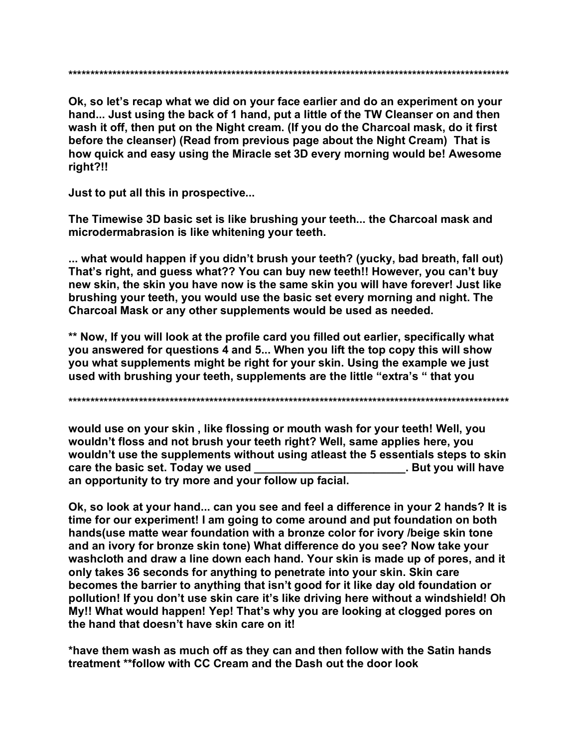****************************************************************************************************

**Ok, so let's recap what we did on your face earlier and do an experiment on your hand... Just using the back of 1 hand, put a little of the TW Cleanser on and then wash it off, then put on the Night cream. (If you do the Charcoal mask, do it first before the cleanser) (Read from previous page about the Night Cream) That is how quick and easy using the Miracle set 3D every morning would be! Awesome right?!!**

**Just to put all this in prospective...**

**The Timewise 3D basic set is like brushing your teeth... the Charcoal mask and microdermabrasion is like whitening your teeth.**

**... what would happen if you didn't brush your teeth? (yucky, bad breath, fall out) That's right, and guess what?? You can buy new teeth!! However, you can't buy new skin, the skin you have now is the same skin you will have forever! Just like brushing your teeth, you would use the basic set every morning and night. The Charcoal Mask or any other supplements would be used as needed.**

**** Now, If you will look at the profile card you filled out earlier, specifically what you answered for questions 4 and 5... When you lift the top copy this will show you what supplements might be right for your skin. Using the example we just used with brushing your teeth, supplements are the little "extra's " that you**

****************************************************************************************************

**would use on your skin , like flossing or mouth wash for your teeth! Well, you wouldn't floss and not brush your teeth right? Well, same applies here, you wouldn't use the supplements without using atleast the 5 essentials steps to skin care the basic set. Today we used ________________________. But you will have an opportunity to try more and your follow up facial.**

**Ok, so look at your hand... can you see and feel a difference in your 2 hands? It is time for our experiment! I am going to come around and put foundation on both hands(use matte wear foundation with a bronze color for ivory /beige skin tone and an ivory for bronze skin tone) What difference do you see? Now take your washcloth and draw a line down each hand. Your skin is made up of pores, and it only takes 36 seconds for anything to penetrate into your skin. Skin care becomes the barrier to anything that isn't good for it like day old foundation or pollution! If you don't use skin care it's like driving here without a windshield! Oh My!! What would happen! Yep! That's why you are looking at clogged pores on the hand that doesn't have skin care on it!**

***have them wash as much off as they can and then follow with the Satin hands treatment **follow with CC Cream and the Dash out the door look**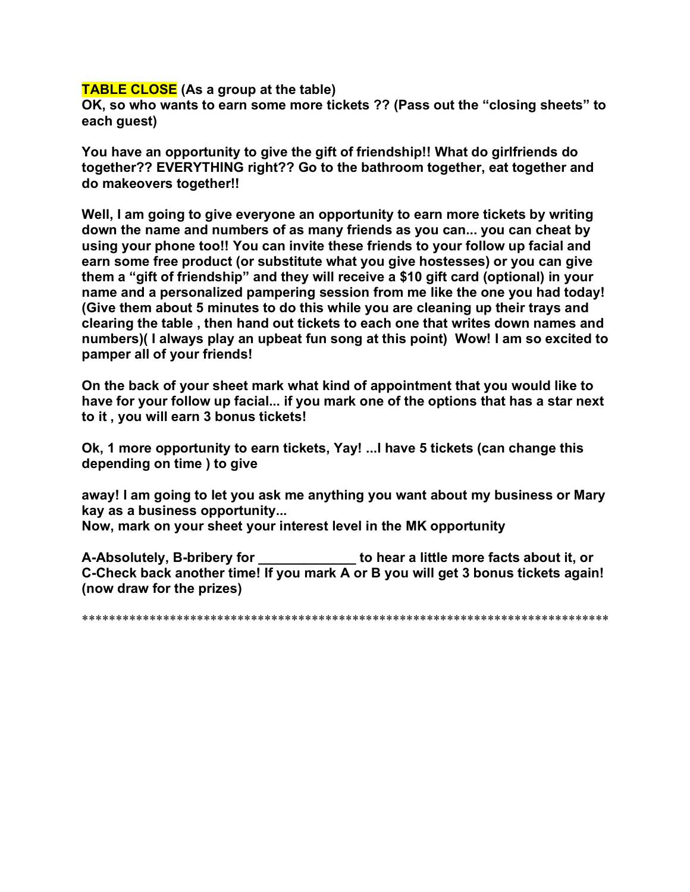**TABLE CLOSE (As a group at the table)**
**OK, so who wants to earn some more tickets ?? (Pass out the "closing sheets" to each guest)**

**You have an opportunity to give the gift of friendship!! What do girlfriends do together?? EVERYTHING right?? Go to the bathroom together, eat together and do makeovers together!!**

**Well, I am going to give everyone an opportunity to earn more tickets by writing down the name and numbers of as many friends as you can... you can cheat by using your phone too!! You can invite these friends to your follow up facial and earn some free product (or substitute what you give hostesses) or you can give them a "gift of friendship" and they will receive a $10 gift card (optional) in your name and a personalized pampering session from me like the one you had today! (Give them about 5 minutes to do this while you are cleaning up their trays and clearing the table , then hand out tickets to each one that writes down names and numbers)( I always play an upbeat fun song at this point) Wow! I am so excited to pamper all of your friends!**

**On the back of your sheet mark what kind of appointment that you would like to have for your follow up facial... if you mark one of the options that has a star next to it , you will earn 3 bonus tickets!**

**Ok, 1 more opportunity to earn tickets, Yay! ...I have 5 tickets (can change this depending on time ) to give**

**away! I am going to let you ask me anything you want about my business or Mary kay as a business opportunity...**
**Now, mark on your sheet your interest level in the MK opportunity**

**A-Absolutely, B-bribery for _____________ to hear a little more facts about it, or C-Check back another time! If you mark A or B you will get 3 bonus tickets again! (now draw for the prizes)**

**********************************************************************************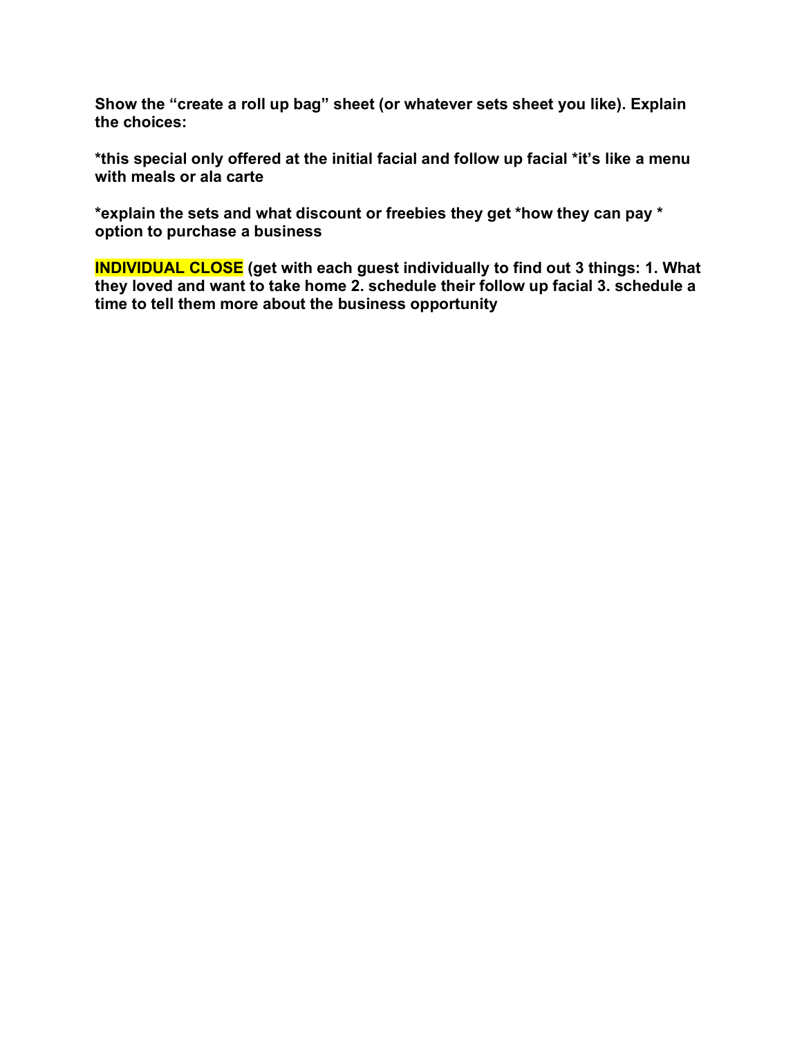**Show the "create a roll up bag" sheet (or whatever sets sheet you like). Explain the choices:**

**\*this special only offered at the initial facial and follow up facial \*it's like a menu with meals or ala carte**

**\*explain the sets and what discount or freebies they get \*how they can pay \* option to purchase a business**

**INDIVIDUAL CLOSE (get with each guest individually to find out 3 things: 1. What they loved and want to take home 2. schedule their follow up facial 3. schedule a time to tell them more about the business opportunity**